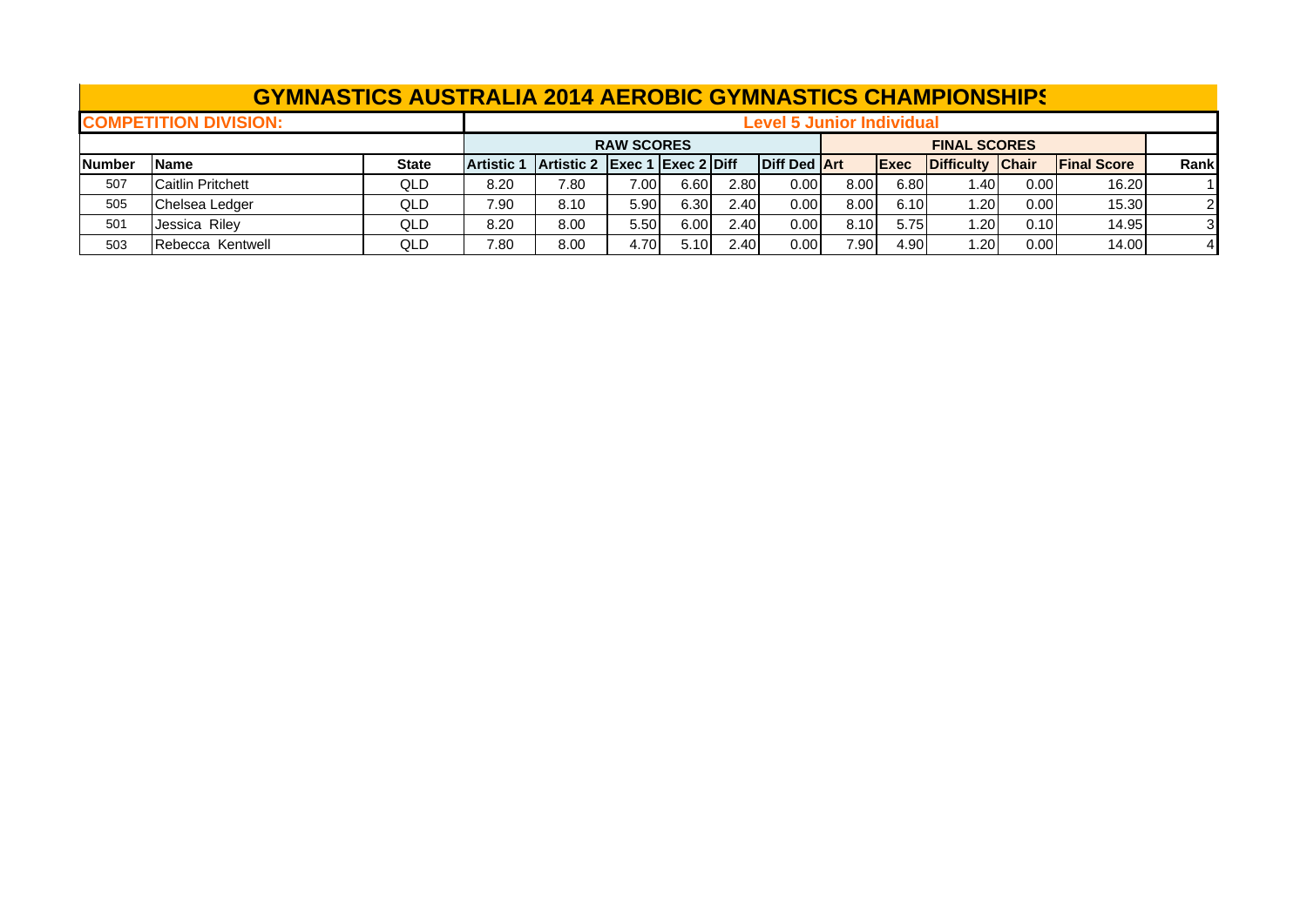# GYMNASTICS AUSTRALIA 2014 AEROBIC GYMNASTICS CHAMPIONSHIPS

**COMPETITION DIVISION:** **Level 5 Junior Individual**

| | | | RAW SCORES | | | | | | FINAL SCORES | | | | | |
|---|---|---|---|---|---|---|---|---|---|---|---|---|---|---|
| **Number** | **Name** | **State** | **Artistic 1** | **Artistic 2** | **Exec 1** | **Exec 2** | **Diff** | **Diff Ded** | **Art** | **Exec** | **Difficulty** | **Chair** | **Final Score** | **Rank** |
| 507 | Caitlin Pritchett | QLD | 8.20 | 7.80 | 7.00 | 6.60 | 2.80 | 0.00 | 8.00 | 6.80 | 1.40 | 0.00 | 16.20 | 1 |
| 505 | Chelsea Ledger | QLD | 7.90 | 8.10 | 5.90 | 6.30 | 2.40 | 0.00 | 8.00 | 6.10 | 1.20 | 0.00 | 15.30 | 2 |
| 501 | Jessica Riley | QLD | 8.20 | 8.00 | 5.50 | 6.00 | 2.40 | 0.00 | 8.10 | 5.75 | 1.20 | 0.10 | 14.95 | 3 |
| 503 | Rebecca Kentwell | QLD | 7.80 | 8.00 | 4.70 | 5.10 | 2.40 | 0.00 | 7.90 | 4.90 | 1.20 | 0.00 | 14.00 | 4 |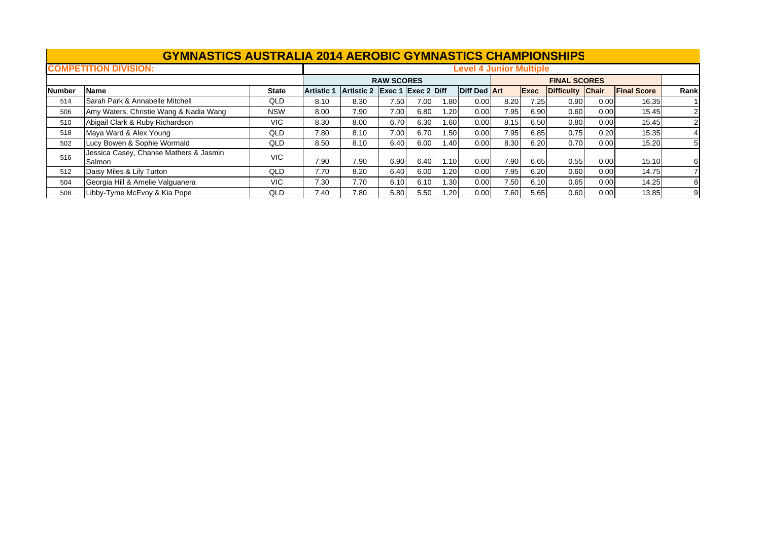# GYMNASTICS AUSTRALIA 2014 AEROBIC GYMNASTICS CHAMPIONSHIPS

**COMPETITION DIVISION:** **Level 4 Junior Multiple**

| | | | RAW SCORES | | | | | | FINAL SCORES | | | | | | |
|---|---|---|---|---|---|---|---|---|---|---|---|---|---|---|---|
| **Number** | **Name** | **State** | **Artistic 1** | **Artistic 2** | **Exec 1** | **Exec 2** | **Diff** | **Diff Ded** | **Art** | **Exec** | **Difficulty** | **Chair** | **Final Score** | **Rank** |
| 514 | Sarah Park & Annabelle Mitchell | QLD | 8.10 | 8.30 | 7.50 | 7.00 | 1.80 | 0.00 | 8.20 | 7.25 | 0.90 | 0.00 | 16.35 | 1 |
| 506 | Amy Waters, Christie Wang & Nadia Wang | NSW | 8.00 | 7.90 | 7.00 | 6.80 | 1.20 | 0.00 | 7.95 | 6.90 | 0.60 | 0.00 | 15.45 | 2 |
| 510 | Abigail Clark & Ruby Richardson | VIC | 8.30 | 8.00 | 6.70 | 6.30 | 1.60 | 0.00 | 8.15 | 6.50 | 0.80 | 0.00 | 15.45 | 2 |
| 518 | Maya Ward & Alex Young | QLD | 7.80 | 8.10 | 7.00 | 6.70 | 1.50 | 0.00 | 7.95 | 6.85 | 0.75 | 0.20 | 15.35 | 4 |
| 502 | Lucy Bowen & Sophie Wormald | QLD | 8.50 | 8.10 | 6.40 | 6.00 | 1.40 | 0.00 | 8.30 | 6.20 | 0.70 | 0.00 | 15.20 | 5 |
| 516 | Jessica Casey, Chanse Mathers & Jasmin Salmon | VIC | 7.90 | 7.90 | 6.90 | 6.40 | 1.10 | 0.00 | 7.90 | 6.65 | 0.55 | 0.00 | 15.10 | 6 |
| 512 | Daisy Miles & Lily Turton | QLD | 7.70 | 8.20 | 6.40 | 6.00 | 1.20 | 0.00 | 7.95 | 6.20 | 0.60 | 0.00 | 14.75 | 7 |
| 504 | Georgia Hill & Amelie Valguanera | VIC | 7.30 | 7.70 | 6.10 | 6.10 | 1.30 | 0.00 | 7.50 | 6.10 | 0.65 | 0.00 | 14.25 | 8 |
| 508 | Libby-Tyme McEvoy & Kia Pope | QLD | 7.40 | 7.80 | 5.80 | 5.50 | 1.20 | 0.00 | 7.60 | 5.65 | 0.60 | 0.00 | 13.85 | 9 |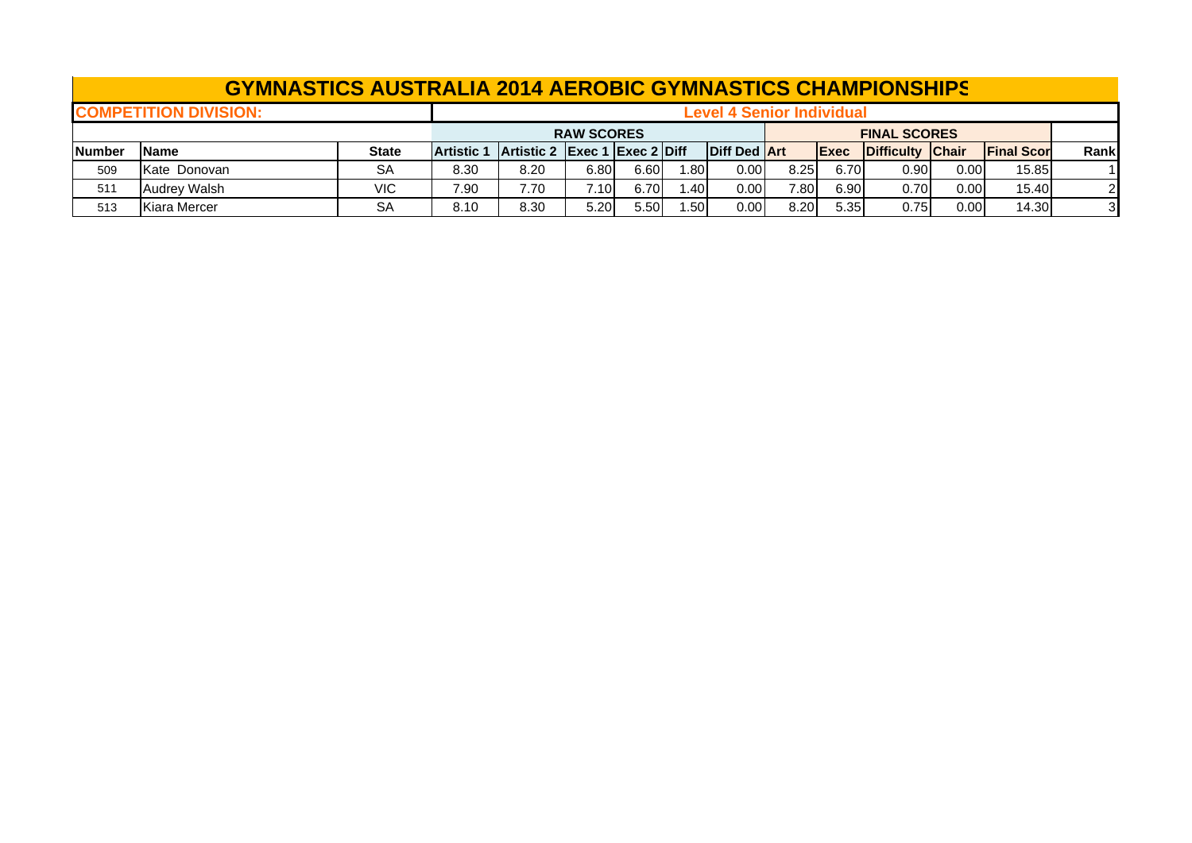# GYMNASTICS AUSTRALIA 2014 AEROBIC GYMNASTICS CHAMPIONSHIPS

**COMPETITION DIVISION:** **Level 4 Senior Individual**

| | | | RAW SCORES | | | | | | FINAL SCORES | | | | | | |
|---|---|---|---|---|---|---|---|---|---|---|---|---|---|---|---|
| **Number** | **Name** | **State** | **Artistic 1** | **Artistic 2** | **Exec 1** | **Exec 2** | **Diff** | **Diff Ded** | **Art** | **Exec** | **Difficulty** | **Chair** | **Final Scor** | | **Rank** |
| 509 | Kate Donovan | SA | 8.30 | 8.20 | 6.80 | 6.60 | 1.80 | 0.00 | 8.25 | 6.70 | 0.90 | 0.00 | 15.85 | | 1 |
| 511 | Audrey Walsh | VIC | 7.90 | 7.70 | 7.10 | 6.70 | 1.40 | 0.00 | 7.80 | 6.90 | 0.70 | 0.00 | 15.40 | | 2 |
| 513 | Kiara Mercer | SA | 8.10 | 8.30 | 5.20 | 5.50 | 1.50 | 0.00 | 8.20 | 5.35 | 0.75 | 0.00 | 14.30 | | 3 |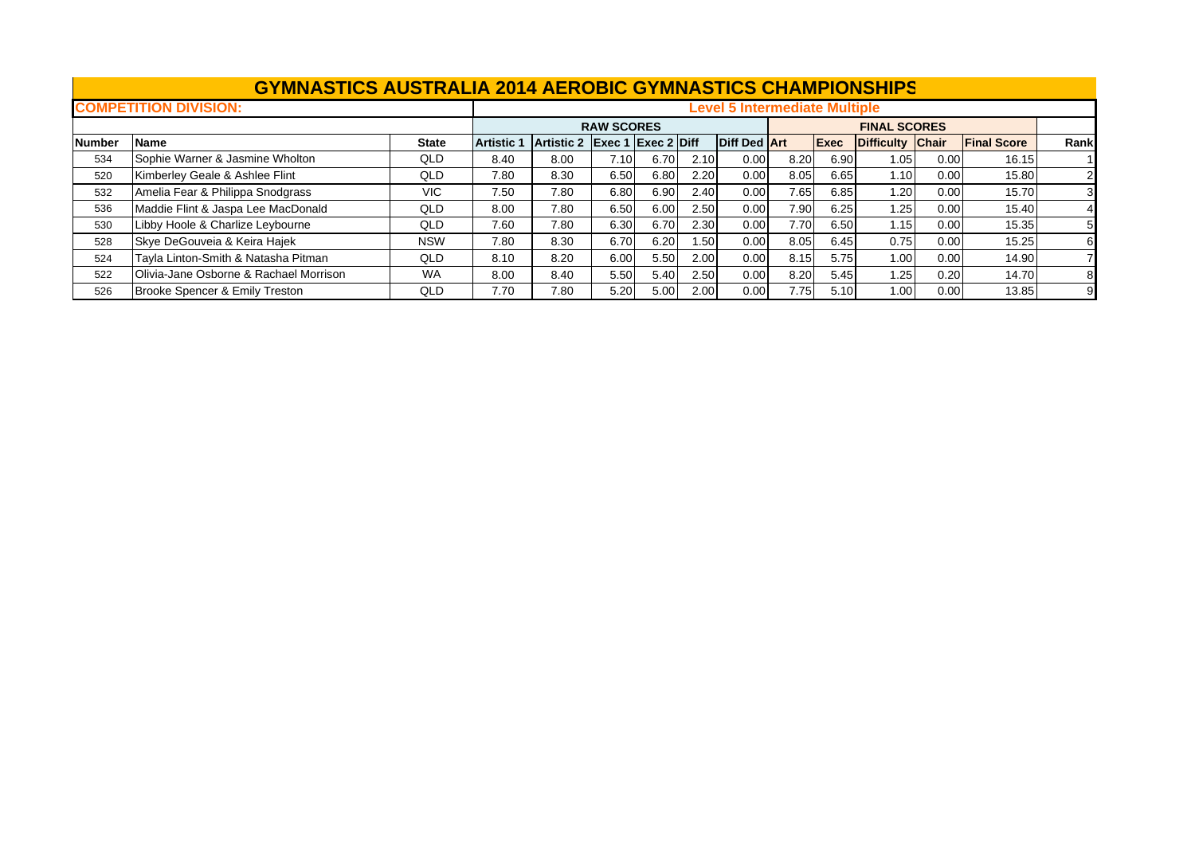# GYMNASTICS AUSTRALIA 2014 AEROBIC GYMNASTICS CHAMPIONSHIPS

**COMPETITION DIVISION:** Level 5 Intermediate Multiple

| | | | RAW SCORES | | | | | | FINAL SCORES | | | | | |
|---|---|---|---|---|---|---|---|---|---|---|---|---|---|---|
| **Number** | **Name** | **State** | **Artistic 1** | **Artistic 2** | **Exec 1** | **Exec 2** | **Diff** | **Diff Ded** | **Art** | **Exec** | **Difficulty** | **Chair** | **Final Score** | **Rank** |
| 534 | Sophie Warner & Jasmine Wholton | QLD | 8.40 | 8.00 | 7.10 | 6.70 | 2.10 | 0.00 | 8.20 | 6.90 | 1.05 | 0.00 | 16.15 | 1 |
| 520 | Kimberley Geale & Ashlee Flint | QLD | 7.80 | 8.30 | 6.50 | 6.80 | 2.20 | 0.00 | 8.05 | 6.65 | 1.10 | 0.00 | 15.80 | 2 |
| 532 | Amelia Fear & Philippa Snodgrass | VIC | 7.50 | 7.80 | 6.80 | 6.90 | 2.40 | 0.00 | 7.65 | 6.85 | 1.20 | 0.00 | 15.70 | 3 |
| 536 | Maddie Flint & Jaspa Lee MacDonald | QLD | 8.00 | 7.80 | 6.50 | 6.00 | 2.50 | 0.00 | 7.90 | 6.25 | 1.25 | 0.00 | 15.40 | 4 |
| 530 | Libby Hoole & Charlize Leybourne | QLD | 7.60 | 7.80 | 6.30 | 6.70 | 2.30 | 0.00 | 7.70 | 6.50 | 1.15 | 0.00 | 15.35 | 5 |
| 528 | Skye DeGouveia & Keira Hajek | NSW | 7.80 | 8.30 | 6.70 | 6.20 | 1.50 | 0.00 | 8.05 | 6.45 | 0.75 | 0.00 | 15.25 | 6 |
| 524 | Tayla Linton-Smith & Natasha Pitman | QLD | 8.10 | 8.20 | 6.00 | 5.50 | 2.00 | 0.00 | 8.15 | 5.75 | 1.00 | 0.00 | 14.90 | 7 |
| 522 | Olivia-Jane Osborne & Rachael Morrison | WA | 8.00 | 8.40 | 5.50 | 5.40 | 2.50 | 0.00 | 8.20 | 5.45 | 1.25 | 0.20 | 14.70 | 8 |
| 526 | Brooke Spencer & Emily Treston | QLD | 7.70 | 7.80 | 5.20 | 5.00 | 2.00 | 0.00 | 7.75 | 5.10 | 1.00 | 0.00 | 13.85 | 9 |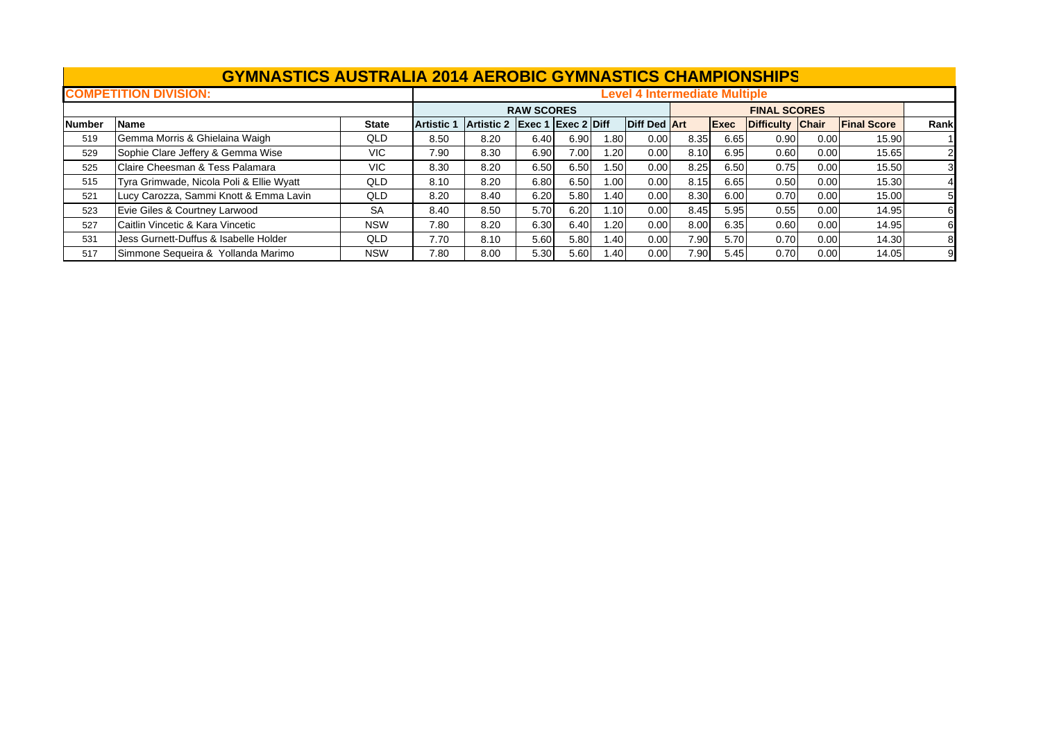# GYMNASTICS AUSTRALIA 2014 AEROBIC GYMNASTICS CHAMPIONSHIPS

**COMPETITION DIVISION:** Level 4 Intermediate Multiple

| | | | RAW SCORES | | | | | | FINAL SCORES | | | | | | |
|---|---|---|---|---|---|---|---|---|---|---|---|---|---|---|---|
| Number | Name | State | Artistic 1 | Artistic 2 | Exec 1 | Exec 2 | Diff | Diff Ded | Art | Exec | Difficulty | Chair | Final Score | Rank |
| 519 | Gemma Morris & Ghielaina Waigh | QLD | 8.50 | 8.20 | 6.40 | 6.90 | 1.80 | 0.00 | 8.35 | 6.65 | 0.90 | 0.00 | 15.90 | 1 |
| 529 | Sophie Clare Jeffery & Gemma Wise | VIC | 7.90 | 8.30 | 6.90 | 7.00 | 1.20 | 0.00 | 8.10 | 6.95 | 0.60 | 0.00 | 15.65 | 2 |
| 525 | Claire Cheesman & Tess Palamara | VIC | 8.30 | 8.20 | 6.50 | 6.50 | 1.50 | 0.00 | 8.25 | 6.50 | 0.75 | 0.00 | 15.50 | 3 |
| 515 | Tyra Grimwade, Nicola Poli & Ellie Wyatt | QLD | 8.10 | 8.20 | 6.80 | 6.50 | 1.00 | 0.00 | 8.15 | 6.65 | 0.50 | 0.00 | 15.30 | 4 |
| 521 | Lucy Carozza, Sammi Knott & Emma Lavin | QLD | 8.20 | 8.40 | 6.20 | 5.80 | 1.40 | 0.00 | 8.30 | 6.00 | 0.70 | 0.00 | 15.00 | 5 |
| 523 | Evie Giles & Courtney Larwood | SA | 8.40 | 8.50 | 5.70 | 6.20 | 1.10 | 0.00 | 8.45 | 5.95 | 0.55 | 0.00 | 14.95 | 6 |
| 527 | Caitlin Vincetic & Kara Vincetic | NSW | 7.80 | 8.20 | 6.30 | 6.40 | 1.20 | 0.00 | 8.00 | 6.35 | 0.60 | 0.00 | 14.95 | 6 |
| 531 | Jess Gurnett-Duffus & Isabelle Holder | QLD | 7.70 | 8.10 | 5.60 | 5.80 | 1.40 | 0.00 | 7.90 | 5.70 | 0.70 | 0.00 | 14.30 | 8 |
| 517 | Simmone Sequeira & Yollanda Marimo | NSW | 7.80 | 8.00 | 5.30 | 5.60 | 1.40 | 0.00 | 7.90 | 5.45 | 0.70 | 0.00 | 14.05 | 9 |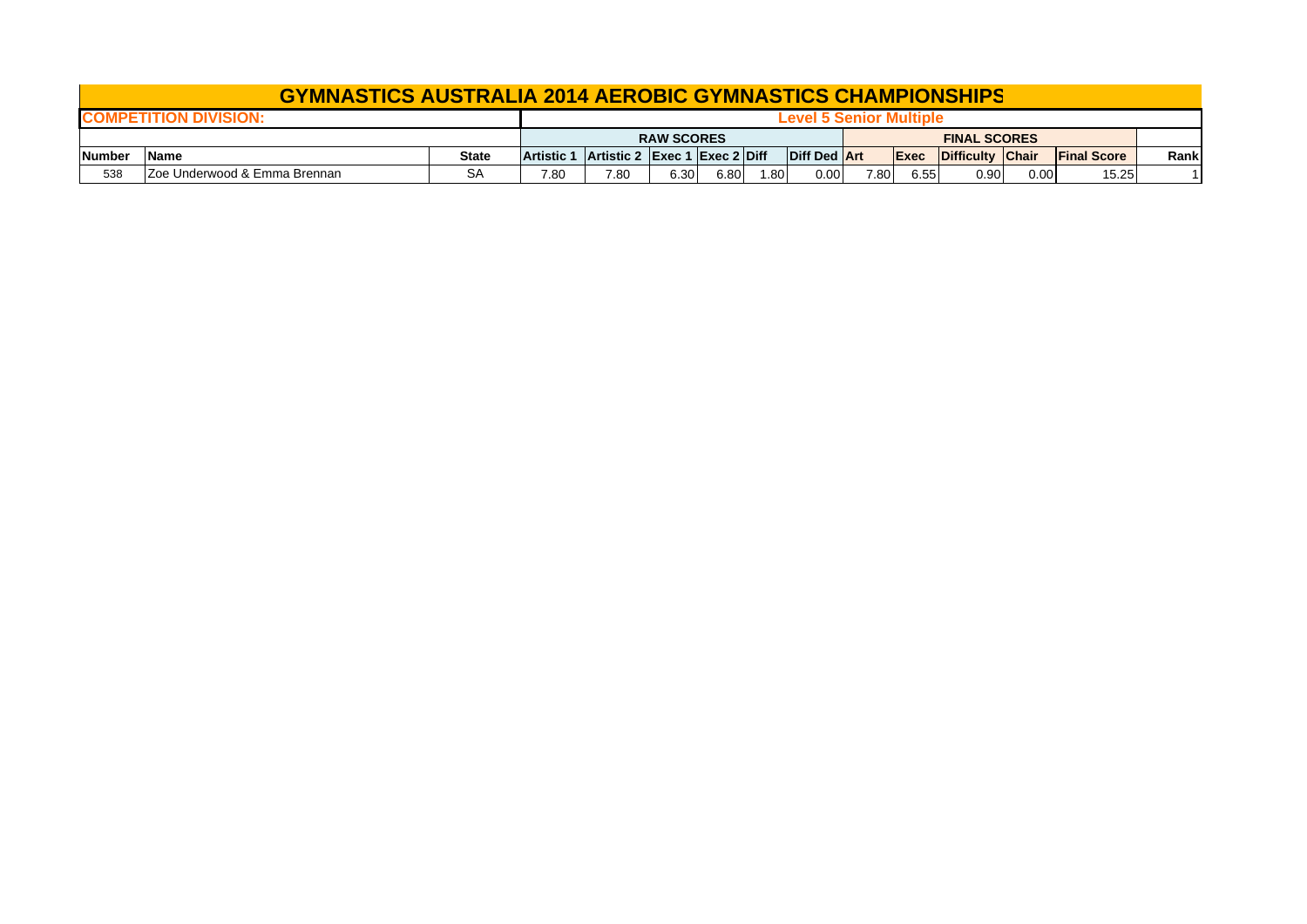# GYMNASTICS AUSTRALIA 2014 AEROBIC GYMNASTICS CHAMPIONSHIPS

| COMPETITION DIVISION: | | | Level 5 Senior Multiple | | | | | | | | | | | | |
|---|---|---|---|---|---|---|---|---|---|---|---|---|---|---|---|
| | | | RAW SCORES | | | | | | FINAL SCORES | | | | | | |
| Number | Name | State | Artistic 1 | Artistic 2 | Exec 1 | Exec 2 | Diff | Diff Ded | Art | Exec | Difficulty | Chair | Final Score | | Rank |
| 538 | Zoe Underwood & Emma Brennan | SA | 7.80 | 7.80 | 6.30 | 6.80 | 1.80 | 0.00 | 7.80 | 6.55 | 0.90 | 0.00 | 15.25 | | 1 |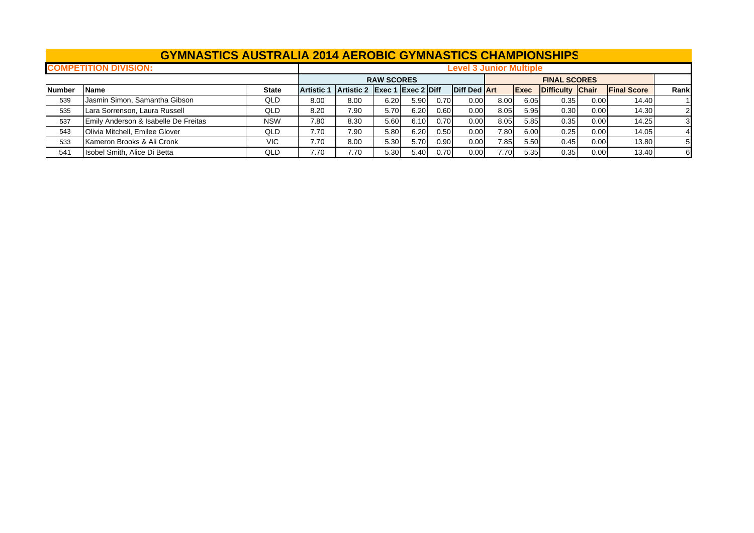# GYMNASTICS AUSTRALIA 2014 AEROBIC GYMNASTICS CHAMPIONSHIPS

**COMPETITION DIVISION:** **Level 3 Junior Multiple**

| | | | RAW SCORES | | | | | | FINAL SCORES | | | | | |
|---|---|---|---|---|---|---|---|---|---|---|---|---|---|---|
| **Number** | **Name** | **State** | **Artistic 1** | **Artistic 2** | **Exec 1** | **Exec 2** | **Diff** | **Diff Ded** | **Art** | **Exec** | **Difficulty** | **Chair** | **Final Score** | **Rank** |
| 539 | Jasmin Simon, Samantha Gibson | QLD | 8.00 | 8.00 | 6.20 | 5.90 | 0.70 | 0.00 | 8.00 | 6.05 | 0.35 | 0.00 | 14.40 | 1 |
| 535 | Lara Sorrenson, Laura Russell | QLD | 8.20 | 7.90 | 5.70 | 6.20 | 0.60 | 0.00 | 8.05 | 5.95 | 0.30 | 0.00 | 14.30 | 2 |
| 537 | Emily Anderson & Isabelle De Freitas | NSW | 7.80 | 8.30 | 5.60 | 6.10 | 0.70 | 0.00 | 8.05 | 5.85 | 0.35 | 0.00 | 14.25 | 3 |
| 543 | Olivia Mitchell, Emilee Glover | QLD | 7.70 | 7.90 | 5.80 | 6.20 | 0.50 | 0.00 | 7.80 | 6.00 | 0.25 | 0.00 | 14.05 | 4 |
| 533 | Kameron Brooks & Ali Cronk | VIC | 7.70 | 8.00 | 5.30 | 5.70 | 0.90 | 0.00 | 7.85 | 5.50 | 0.45 | 0.00 | 13.80 | 5 |
| 541 | Isobel Smith, Alice Di Betta | QLD | 7.70 | 7.70 | 5.30 | 5.40 | 0.70 | 0.00 | 7.70 | 5.35 | 0.35 | 0.00 | 13.40 | 6 |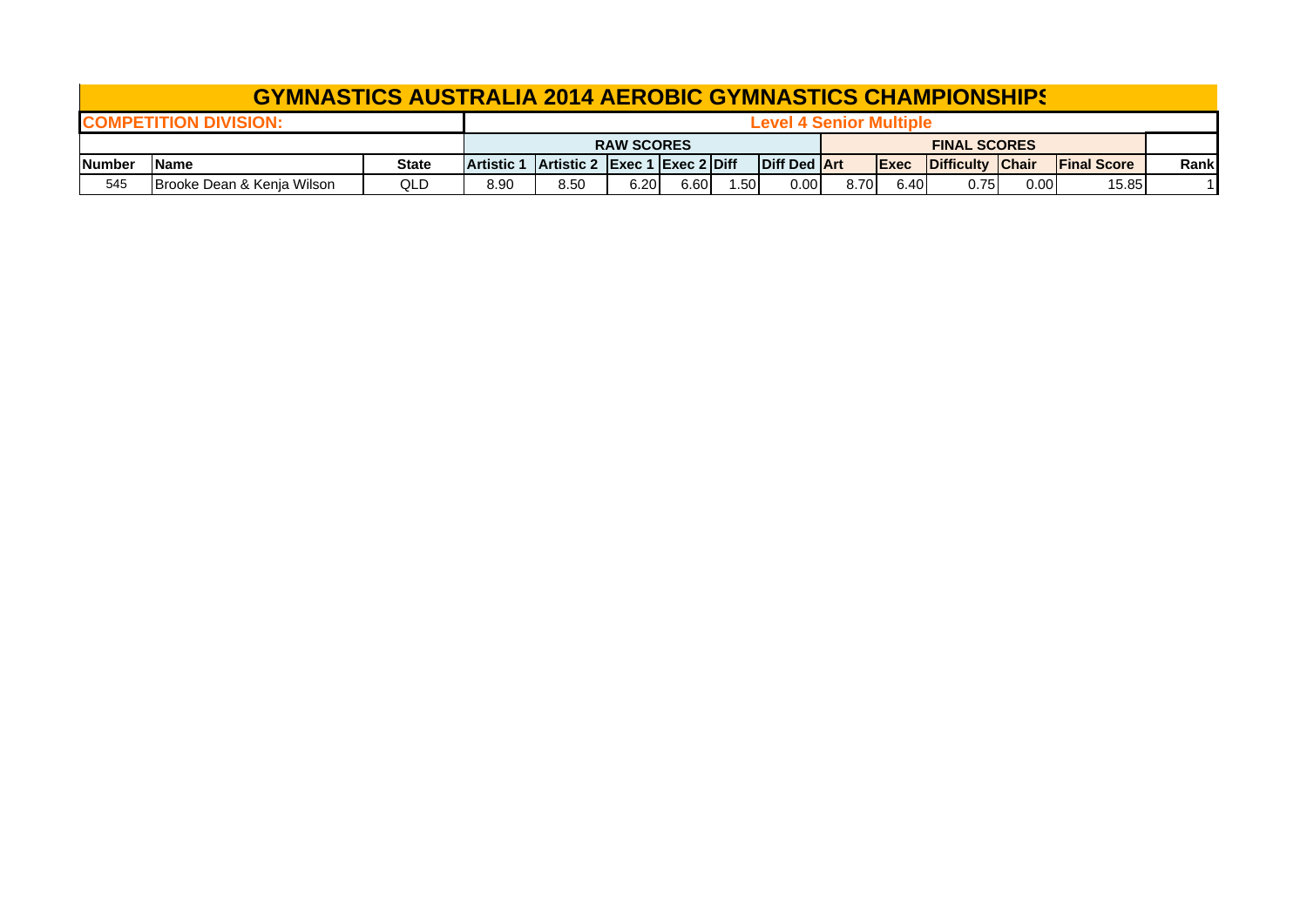# GYMNASTICS AUSTRALIA 2014 AEROBIC GYMNASTICS CHAMPIONSHIPS

| COMPETITION DIVISION: | | | Level 4 Senior Multiple | | | | | | | | | | | | |
|---|---|---|---|---|---|---|---|---|---|---|---|---|---|---|---|
| | | | RAW SCORES | | | | | | FINAL SCORES | | | | | | |
| Number | Name | State | Artistic 1 | Artistic 2 | Exec 1 | Exec 2 | Diff | Diff Ded | Art | Exec | Difficulty | Chair | Final Score | Rank |
| 545 | Brooke Dean & Kenja Wilson | QLD | 8.90 | 8.50 | 6.20 | 6.60 | 1.50 | 0.00 | 8.70 | 6.40 | 0.75 | 0.00 | 15.85 | 1 |